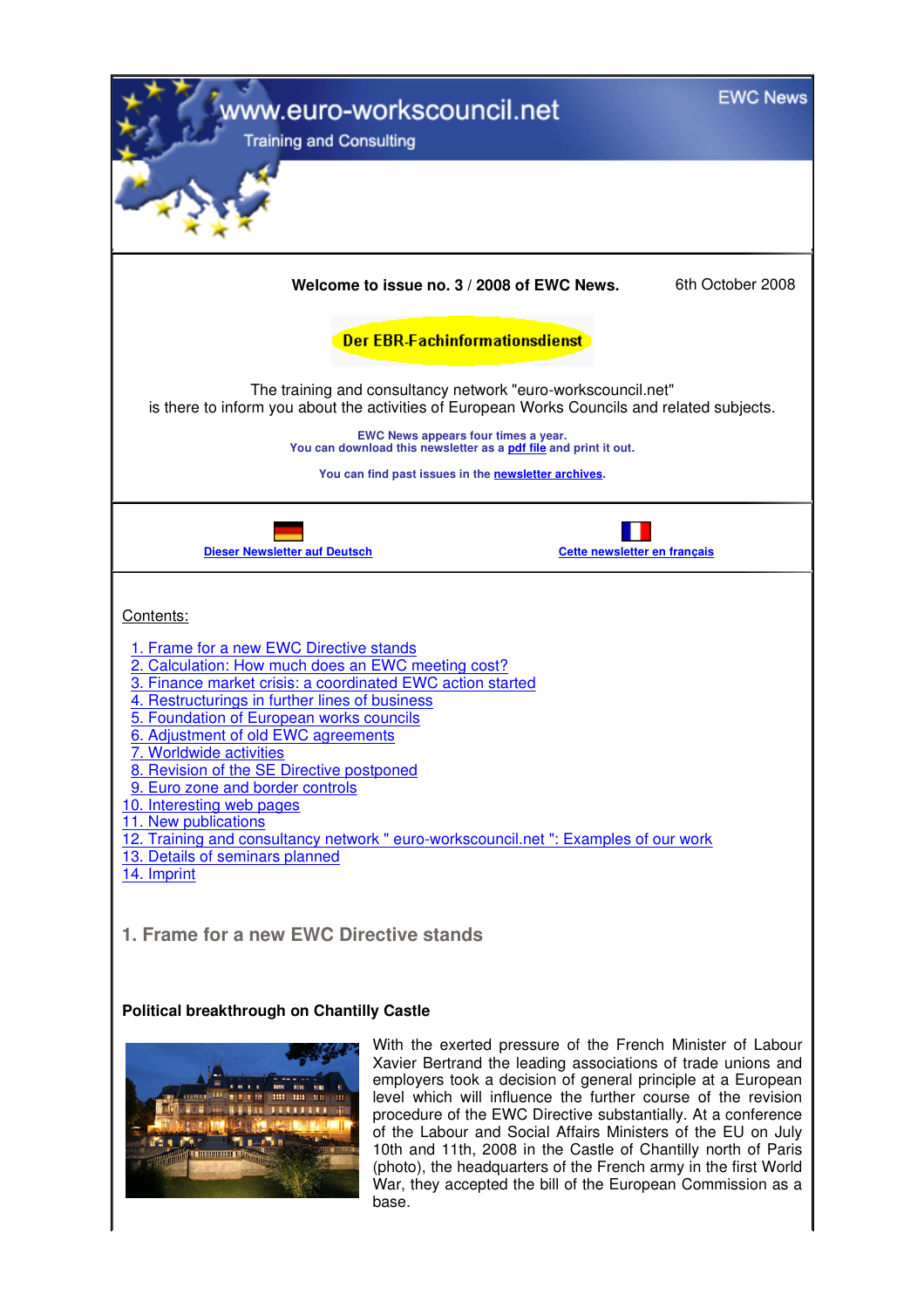www.euro-workscouncil.net

Training and Consulting

EWC News

**Welcome to issue no. 3 / 2008 of EWC News.** 6th October 2008

**Der EBR-Fachinformationsdienst**

The training and consultancy network "euro-workscouncil.net"
is there to inform you about the activities of European Works Councils and related subjects.

**EWC News appears four times a year.**
**You can download this newsletter as a pdf file and print it out.**

**You can find past issues in the newsletter archives.**

**Dieser Newsletter auf Deutsch**

**Cette newsletter en français**

Contents:

1. Frame for a new EWC Directive stands
2. Calculation: How much does an EWC meeting cost?
3. Finance market crisis: a coordinated EWC action started
4. Restructurings in further lines of business
5. Foundation of European works councils
6. Adjustment of old EWC agreements
7. Worldwide activities
8. Revision of the SE Directive postponed
9. Euro zone and border controls
10. Interesting web pages
11. New publications
12. Training and consultancy network " euro-workscouncil.net ": Examples of our work
13. Details of seminars planned
14. Imprint

## 1. Frame for a new EWC Directive stands

### Political breakthrough on Chantilly Castle

With the exerted pressure of the French Minister of Labour Xavier Bertrand the leading associations of trade unions and employers took a decision of general principle at a European level which will influence the further course of the revision procedure of the EWC Directive substantially. At a conference of the Labour and Social Affairs Ministers of the EU on July 10th and 11th, 2008 in the Castle of Chantilly north of Paris (photo), the headquarters of the French army in the first World War, they accepted the bill of the European Commission as a base.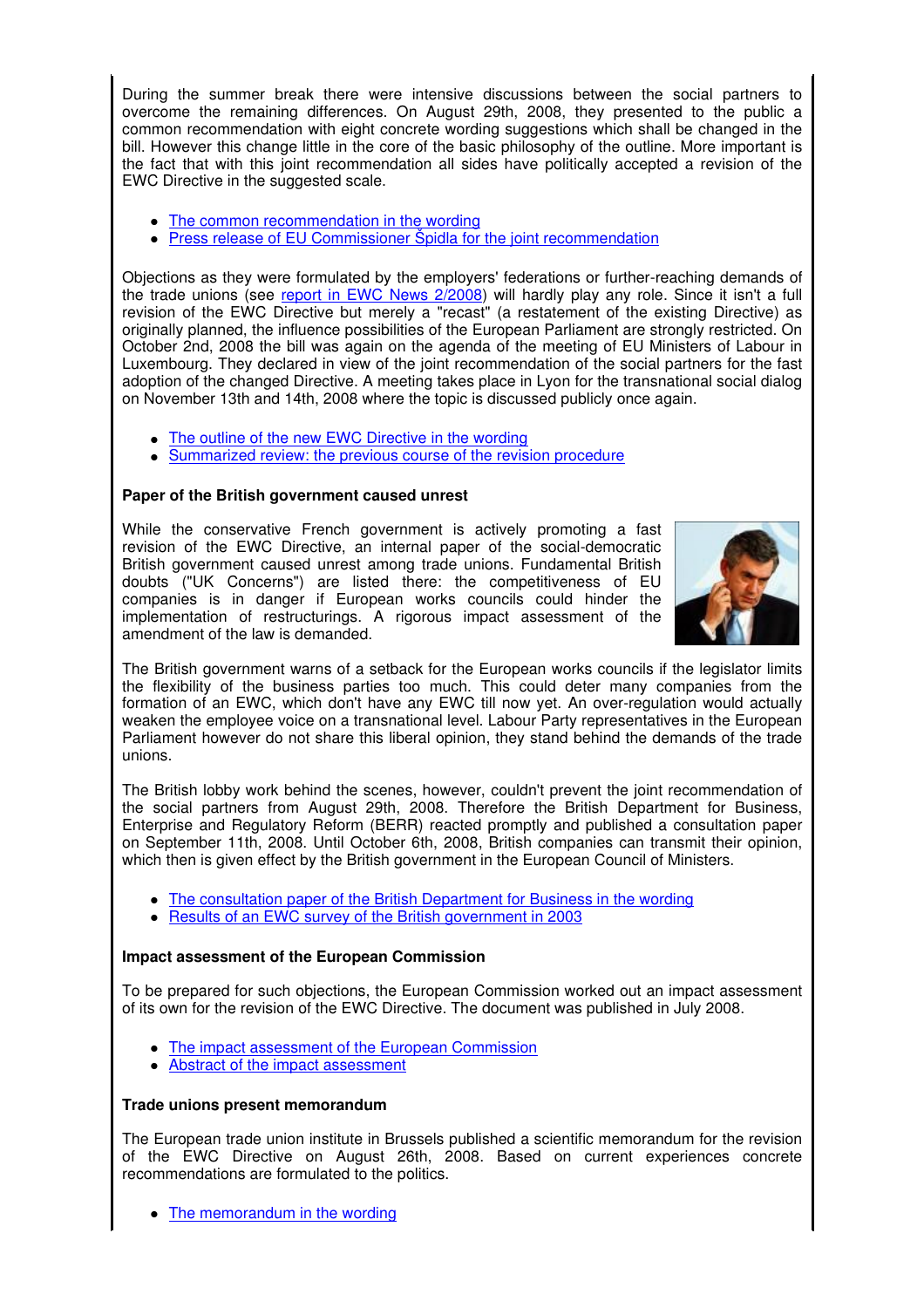During the summer break there were intensive discussions between the social partners to overcome the remaining differences. On August 29th, 2008, they presented to the public a common recommendation with eight concrete wording suggestions which shall be changed in the bill. However this change little in the core of the basic philosophy of the outline. More important is the fact that with this joint recommendation all sides have politically accepted a revision of the EWC Directive in the suggested scale.

- The common recommendation in the wording
- Press release of EU Commissioner Špidla for the joint recommendation

Objections as they were formulated by the employers' federations or further-reaching demands of the trade unions (see report in EWC News 2/2008) will hardly play any role. Since it isn't a full revision of the EWC Directive but merely a "recast" (a restatement of the existing Directive) as originally planned, the influence possibilities of the European Parliament are strongly restricted. On October 2nd, 2008 the bill was again on the agenda of the meeting of EU Ministers of Labour in Luxembourg. They declared in view of the joint recommendation of the social partners for the fast adoption of the changed Directive. A meeting takes place in Lyon for the transnational social dialog on November 13th and 14th, 2008 where the topic is discussed publicly once again.

- The outline of the new EWC Directive in the wording
- Summarized review: the previous course of the revision procedure

**Paper of the British government caused unrest**

While the conservative French government is actively promoting a fast revision of the EWC Directive, an internal paper of the social-democratic British government caused unrest among trade unions. Fundamental British doubts ("UK Concerns") are listed there: the competitiveness of EU companies is in danger if European works councils could hinder the implementation of restructurings. A rigorous impact assessment of the amendment of the law is demanded.

The British government warns of a setback for the European works councils if the legislator limits the flexibility of the business parties too much. This could deter many companies from the formation of an EWC, which don't have any EWC till now yet. An over-regulation would actually weaken the employee voice on a transnational level. Labour Party representatives in the European Parliament however do not share this liberal opinion, they stand behind the demands of the trade unions.

The British lobby work behind the scenes, however, couldn't prevent the joint recommendation of the social partners from August 29th, 2008. Therefore the British Department for Business, Enterprise and Regulatory Reform (BERR) reacted promptly and published a consultation paper on September 11th, 2008. Until October 6th, 2008, British companies can transmit their opinion, which then is given effect by the British government in the European Council of Ministers.

- The consultation paper of the British Department for Business in the wording
- Results of an EWC survey of the British government in 2003

**Impact assessment of the European Commission**

To be prepared for such objections, the European Commission worked out an impact assessment of its own for the revision of the EWC Directive. The document was published in July 2008.

- The impact assessment of the European Commission
- Abstract of the impact assessment

**Trade unions present memorandum**

The European trade union institute in Brussels published a scientific memorandum for the revision of the EWC Directive on August 26th, 2008. Based on current experiences concrete recommendations are formulated to the politics.

- The memorandum in the wording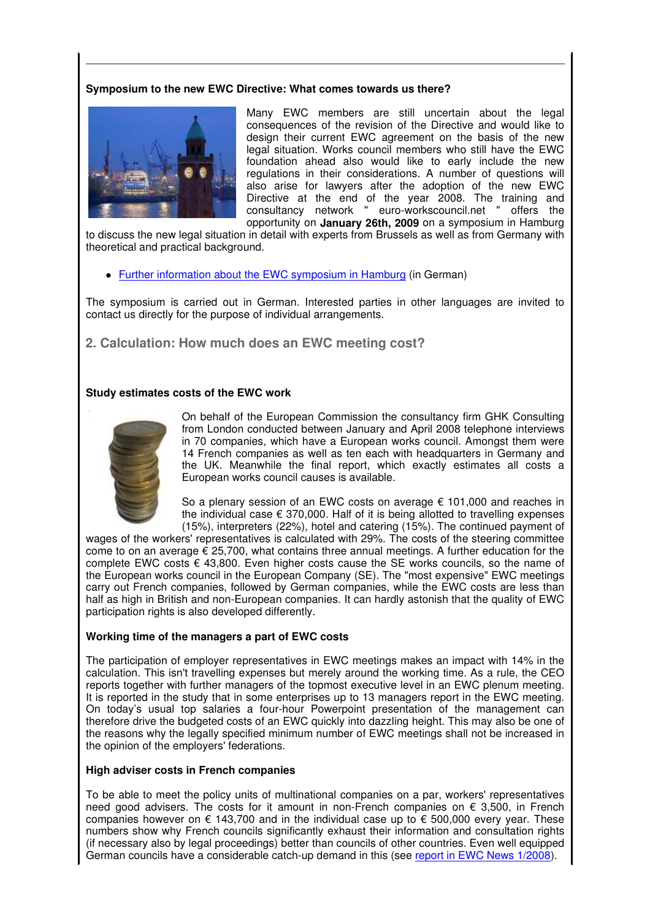**Symposium to the new EWC Directive: What comes towards us there?**

Many EWC members are still uncertain about the legal consequences of the revision of the Directive and would like to design their current EWC agreement on the basis of the new legal situation. Works council members who still have the EWC foundation ahead also would like to early include the new regulations in their considerations. A number of questions will also arise for lawyers after the adoption of the new EWC Directive at the end of the year 2008. The training and consultancy network " euro-workscouncil.net " offers the opportunity on **January 26th, 2009** on a symposium in Hamburg to discuss the new legal situation in detail with experts from Brussels as well as from Germany with theoretical and practical background.

- Further information about the EWC symposium in Hamburg (in German)

The symposium is carried out in German. Interested parties in other languages are invited to contact us directly for the purpose of individual arrangements.

## 2. Calculation: How much does an EWC meeting cost?

**Study estimates costs of the EWC work**

On behalf of the European Commission the consultancy firm GHK Consulting from London conducted between January and April 2008 telephone interviews in 70 companies, which have a European works council. Amongst them were 14 French companies as well as ten each with headquarters in Germany and the UK. Meanwhile the final report, which exactly estimates all costs a European works council causes is available.

So a plenary session of an EWC costs on average € 101,000 and reaches in the individual case € 370,000. Half of it is being allotted to travelling expenses (15%), interpreters (22%), hotel and catering (15%). The continued payment of wages of the workers' representatives is calculated with 29%. The costs of the steering committee come to on an average € 25,700, what contains three annual meetings. A further education for the complete EWC costs € 43,800. Even higher costs cause the SE works councils, so the name of the European works council in the European Company (SE). The "most expensive" EWC meetings carry out French companies, followed by German companies, while the EWC costs are less than half as high in British and non-European companies. It can hardly astonish that the quality of EWC participation rights is also developed differently.

**Working time of the managers a part of EWC costs**

The participation of employer representatives in EWC meetings makes an impact with 14% in the calculation. This isn't travelling expenses but merely around the working time. As a rule, the CEO reports together with further managers of the topmost executive level in an EWC plenum meeting. It is reported in the study that in some enterprises up to 13 managers report in the EWC meeting. On today's usual top salaries a four-hour Powerpoint presentation of the management can therefore drive the budgeted costs of an EWC quickly into dazzling height. This may also be one of the reasons why the legally specified minimum number of EWC meetings shall not be increased in the opinion of the employers' federations.

**High adviser costs in French companies**

To be able to meet the policy units of multinational companies on a par, workers' representatives need good advisers. The costs for it amount in non-French companies on € 3,500, in French companies however on € 143,700 and in the individual case up to € 500,000 every year. These numbers show why French councils significantly exhaust their information and consultation rights (if necessary also by legal proceedings) better than councils of other countries. Even well equipped German councils have a considerable catch-up demand in this (see report in EWC News 1/2008).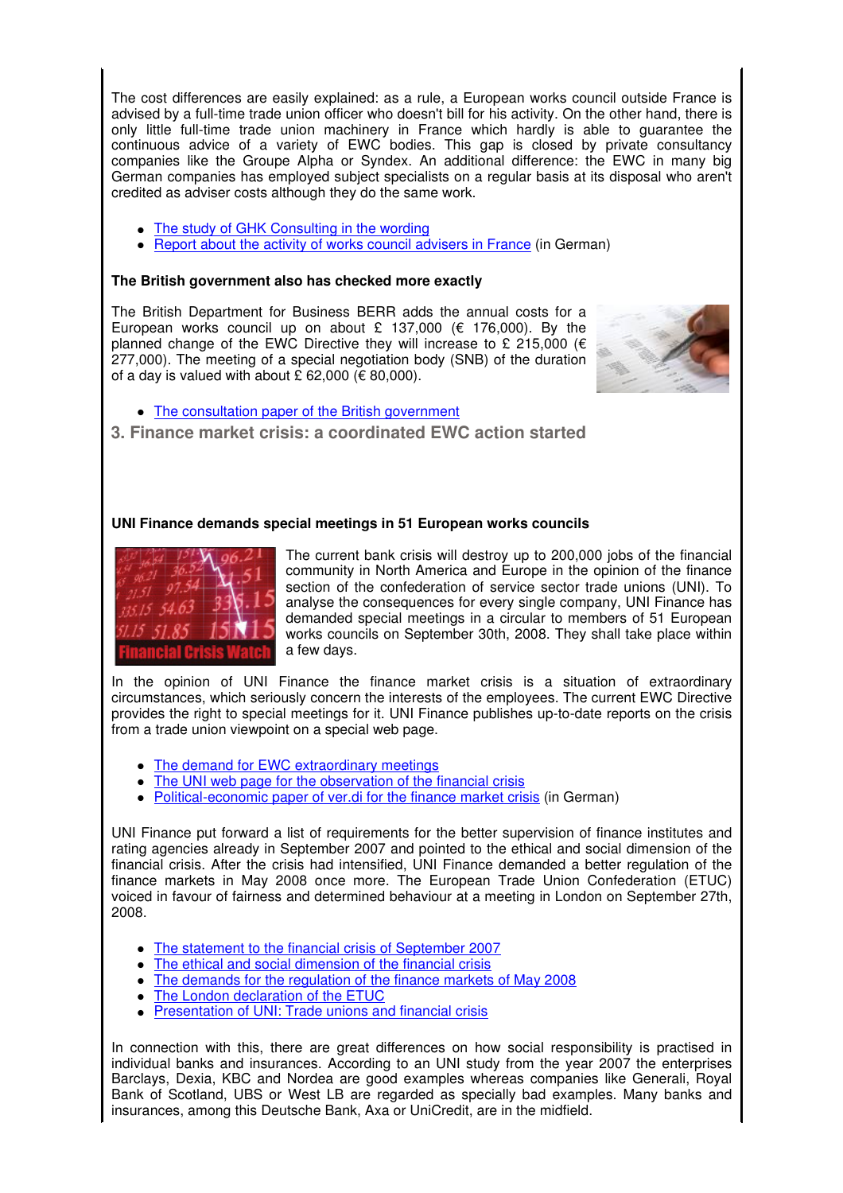The cost differences are easily explained: as a rule, a European works council outside France is advised by a full-time trade union officer who doesn't bill for his activity. On the other hand, there is only little full-time trade union machinery in France which hardly is able to guarantee the continuous advice of a variety of EWC bodies. This gap is closed by private consultancy companies like the Groupe Alpha or Syndex. An additional difference: the EWC in many big German companies has employed subject specialists on a regular basis at its disposal who aren't credited as adviser costs although they do the same work.

- The study of GHK Consulting in the wording
- Report about the activity of works council advisers in France (in German)

**The British government also has checked more exactly**

The British Department for Business BERR adds the annual costs for a European works council up on about £ 137,000 (€ 176,000). By the planned change of the EWC Directive they will increase to £ 215,000 (€ 277,000). The meeting of a special negotiation body (SNB) of the duration of a day is valued with about £ 62,000 (€ 80,000).

- The consultation paper of the British government

## 3. Finance market crisis: a coordinated EWC action started

**UNI Finance demands special meetings in 51 European works councils**

The current bank crisis will destroy up to 200,000 jobs of the financial community in North America and Europe in the opinion of the finance section of the confederation of service sector trade unions (UNI). To analyse the consequences for every single company, UNI Finance has demanded special meetings in a circular to members of 51 European works councils on September 30th, 2008. They shall take place within a few days.

In the opinion of UNI Finance the finance market crisis is a situation of extraordinary circumstances, which seriously concern the interests of the employees. The current EWC Directive provides the right to special meetings for it. UNI Finance publishes up-to-date reports on the crisis from a trade union viewpoint on a special web page.

- The demand for EWC extraordinary meetings
- The UNI web page for the observation of the financial crisis
- Political-economic paper of ver.di for the finance market crisis (in German)

UNI Finance put forward a list of requirements for the better supervision of finance institutes and rating agencies already in September 2007 and pointed to the ethical and social dimension of the financial crisis. After the crisis had intensified, UNI Finance demanded a better regulation of the finance markets in May 2008 once more. The European Trade Union Confederation (ETUC) voiced in favour of fairness and determined behaviour at a meeting in London on September 27th, 2008.

- The statement to the financial crisis of September 2007
- The ethical and social dimension of the financial crisis
- The demands for the regulation of the finance markets of May 2008
- The London declaration of the ETUC
- Presentation of UNI: Trade unions and financial crisis

In connection with this, there are great differences on how social responsibility is practised in individual banks and insurances. According to an UNI study from the year 2007 the enterprises Barclays, Dexia, KBC and Nordea are good examples whereas companies like Generali, Royal Bank of Scotland, UBS or West LB are regarded as specially bad examples. Many banks and insurances, among this Deutsche Bank, Axa or UniCredit, are in the midfield.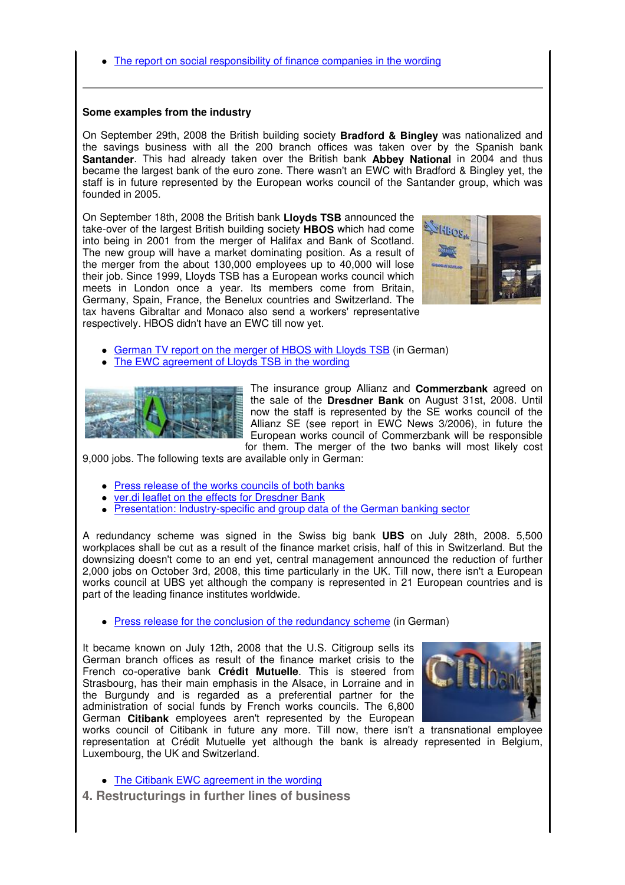- The report on social responsibility of finance companies in the wording

---

**Some examples from the industry**

On September 29th, 2008 the British building society **Bradford & Bingley** was nationalized and the savings business with all the 200 branch offices was taken over by the Spanish bank **Santander**. This had already taken over the British bank **Abbey National** in 2004 and thus became the largest bank of the euro zone. There wasn't an EWC with Bradford & Bingley yet, the staff is in future represented by the European works council of the Santander group, which was founded in 2005.

On September 18th, 2008 the British bank **Lloyds TSB** announced the take-over of the largest British building society **HBOS** which had come into being in 2001 from the merger of Halifax and Bank of Scotland. The new group will have a market dominating position. As a result of the merger from the about 130,000 employees up to 40,000 will lose their job. Since 1999, Lloyds TSB has a European works council which meets in London once a year. Its members come from Britain, Germany, Spain, France, the Benelux countries and Switzerland. The tax havens Gibraltar and Monaco also send a workers' representative respectively. HBOS didn't have an EWC till now yet.

- German TV report on the merger of HBOS with Lloyds TSB (in German)
- The EWC agreement of Lloyds TSB in the wording

The insurance group Allianz and **Commerzbank** agreed on the sale of the **Dresdner Bank** on August 31st, 2008. Until now the staff is represented by the SE works council of the Allianz SE (see report in EWC News 3/2006), in future the European works council of Commerzbank will be responsible for them. The merger of the two banks will most likely cost 9,000 jobs. The following texts are available only in German:

- Press release of the works councils of both banks
- ver.di leaflet on the effects for Dresdner Bank
- Presentation: Industry-specific and group data of the German banking sector

A redundancy scheme was signed in the Swiss big bank **UBS** on July 28th, 2008. 5,500 workplaces shall be cut as a result of the finance market crisis, half of this in Switzerland. But the downsizing doesn't come to an end yet, central management announced the reduction of further 2,000 jobs on October 3rd, 2008, this time particularly in the UK. Till now, there isn't a European works council at UBS yet although the company is represented in 21 European countries and is part of the leading finance institutes worldwide.

- Press release for the conclusion of the redundancy scheme (in German)

It became known on July 12th, 2008 that the U.S. Citigroup sells its German branch offices as result of the finance market crisis to the French co-operative bank **Crédit Mutuelle**. This is steered from Strasbourg, has their main emphasis in the Alsace, in Lorraine and in the Burgundy and is regarded as a preferential partner for the administration of social funds by French works councils. The 6,800 German **Citibank** employees aren't represented by the European works council of Citibank in future any more. Till now, there isn't a transnational employee representation at Crédit Mutuelle yet although the bank is already represented in Belgium, Luxembourg, the UK and Switzerland.

- The Citibank EWC agreement in the wording

## 4. Restructurings in further lines of business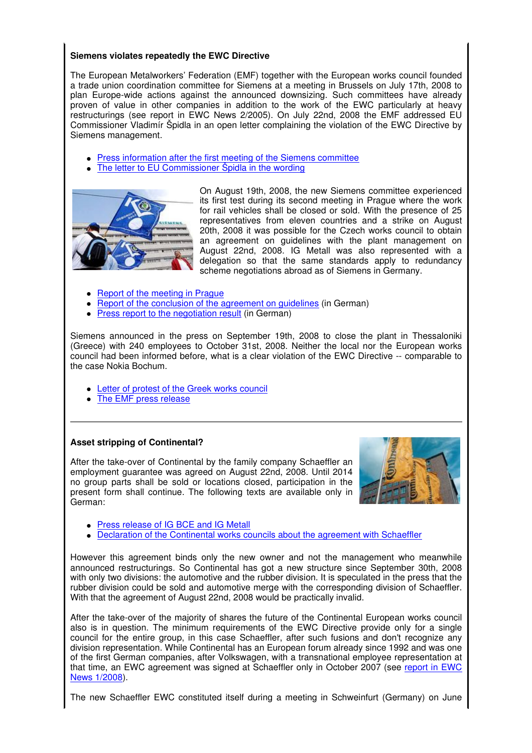**Siemens violates repeatedly the EWC Directive**

The European Metalworkers' Federation (EMF) together with the European works council founded a trade union coordination committee for Siemens at a meeting in Brussels on July 17th, 2008 to plan Europe-wide actions against the announced downsizing. Such committees have already proven of value in other companies in addition to the work of the EWC particularly at heavy restructurings (see report in EWC News 2/2005). On July 22nd, 2008 the EMF addressed EU Commissioner Vladimír Špidla in an open letter complaining the violation of the EWC Directive by Siemens management.

- Press information after the first meeting of the Siemens committee
- The letter to EU Commissioner Špidla in the wording

On August 19th, 2008, the new Siemens committee experienced its first test during its second meeting in Prague where the work for rail vehicles shall be closed or sold. With the presence of 25 representatives from eleven countries and a strike on August 20th, 2008 it was possible for the Czech works council to obtain an agreement on guidelines with the plant management on August 22nd, 2008. IG Metall was also represented with a delegation so that the same standards apply to redundancy scheme negotiations abroad as of Siemens in Germany.

- Report of the meeting in Prague
- Report of the conclusion of the agreement on guidelines (in German)
- Press report to the negotiation result (in German)

Siemens announced in the press on September 19th, 2008 to close the plant in Thessaloniki (Greece) with 240 employees to October 31st, 2008. Neither the local nor the European works council had been informed before, what is a clear violation of the EWC Directive -- comparable to the case Nokia Bochum.

- Letter of protest of the Greek works council
- The EMF press release

---

**Asset stripping of Continental?**

After the take-over of Continental by the family company Schaeffler an employment guarantee was agreed on August 22nd, 2008. Until 2014 no group parts shall be sold or locations closed, participation in the present form shall continue. The following texts are available only in German:

- Press release of IG BCE and IG Metall
- Declaration of the Continental works councils about the agreement with Schaeffler

However this agreement binds only the new owner and not the management who meanwhile announced restructurings. So Continental has got a new structure since September 30th, 2008 with only two divisions: the automotive and the rubber division. It is speculated in the press that the rubber division could be sold and automotive merge with the corresponding division of Schaeffler. With that the agreement of August 22nd, 2008 would be practically invalid.

After the take-over of the majority of shares the future of the Continental European works council also is in question. The minimum requirements of the EWC Directive provide only for a single council for the entire group, in this case Schaeffler, after such fusions and don't recognize any division representation. While Continental has an European forum already since 1992 and was one of the first German companies, after Volkswagen, with a transnational employee representation at that time, an EWC agreement was signed at Schaeffler only in October 2007 (see report in EWC News 1/2008).

The new Schaeffler EWC constituted itself during a meeting in Schweinfurt (Germany) on June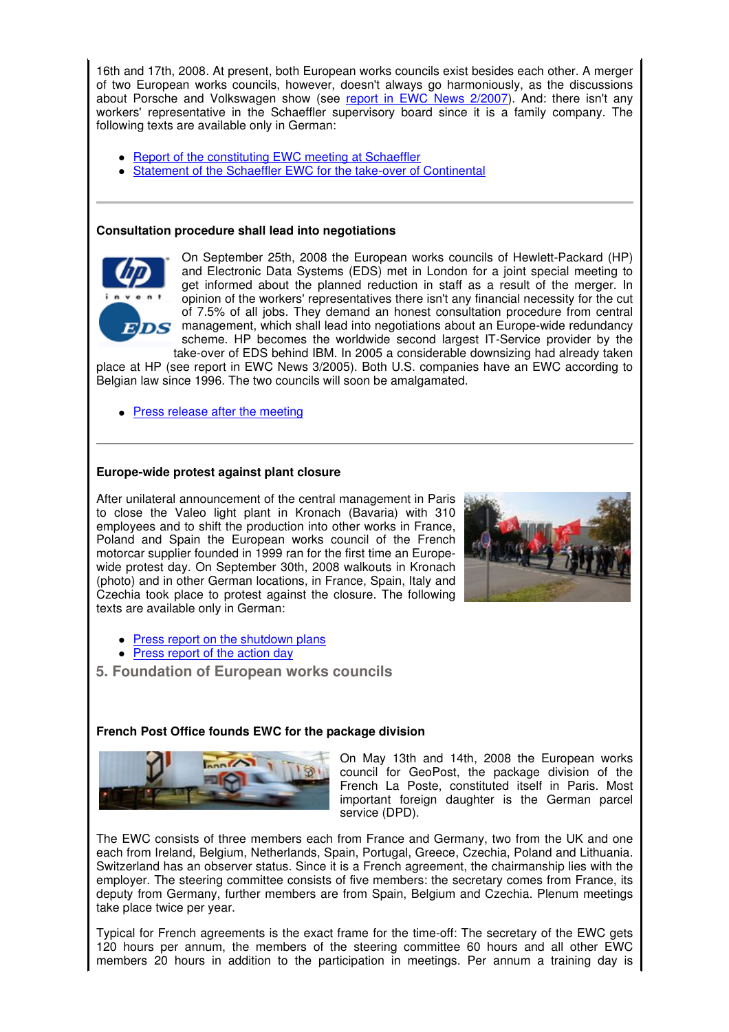16th and 17th, 2008. At present, both European works councils exist besides each other. A merger of two European works councils, however, doesn't always go harmoniously, as the discussions about Porsche and Volkswagen show (see report in EWC News 2/2007). And: there isn't any workers' representative in the Schaeffler supervisory board since it is a family company. The following texts are available only in German:

- Report of the constituting EWC meeting at Schaeffler
- Statement of the Schaeffler EWC for the take-over of Continental

---

**Consultation procedure shall lead into negotiations**

On September 25th, 2008 the European works councils of Hewlett-Packard (HP) and Electronic Data Systems (EDS) met in London for a joint special meeting to get informed about the planned reduction in staff as a result of the merger. In opinion of the workers' representatives there isn't any financial necessity for the cut of 7.5% of all jobs. They demand an honest consultation procedure from central management, which shall lead into negotiations about an Europe-wide redundancy scheme. HP becomes the worldwide second largest IT-Service provider by the take-over of EDS behind IBM. In 2005 a considerable downsizing had already taken place at HP (see report in EWC News 3/2005). Both U.S. companies have an EWC according to Belgian law since 1996. The two councils will soon be amalgamated.

- Press release after the meeting

---

**Europe-wide protest against plant closure**

After unilateral announcement of the central management in Paris to close the Valeo light plant in Kronach (Bavaria) with 310 employees and to shift the production into other works in France, Poland and Spain the European works council of the French motorcar supplier founded in 1999 ran for the first time an Europe-wide protest day. On September 30th, 2008 walkouts in Kronach (photo) and in other German locations, in France, Spain, Italy and Czechia took place to protest against the closure. The following texts are available only in German:

- Press report on the shutdown plans
- Press report of the action day

## 5. Foundation of European works councils

**French Post Office founds EWC for the package division**

On May 13th and 14th, 2008 the European works council for GeoPost, the package division of the French La Poste, constituted itself in Paris. Most important foreign daughter is the German parcel service (DPD).

The EWC consists of three members each from France and Germany, two from the UK and one each from Ireland, Belgium, Netherlands, Spain, Portugal, Greece, Czechia, Poland and Lithuania. Switzerland has an observer status. Since it is a French agreement, the chairmanship lies with the employer. The steering committee consists of five members: the secretary comes from France, its deputy from Germany, further members are from Spain, Belgium and Czechia. Plenum meetings take place twice per year.

Typical for French agreements is the exact frame for the time-off: The secretary of the EWC gets 120 hours per annum, the members of the steering committee 60 hours and all other EWC members 20 hours in addition to the participation in meetings. Per annum a training day is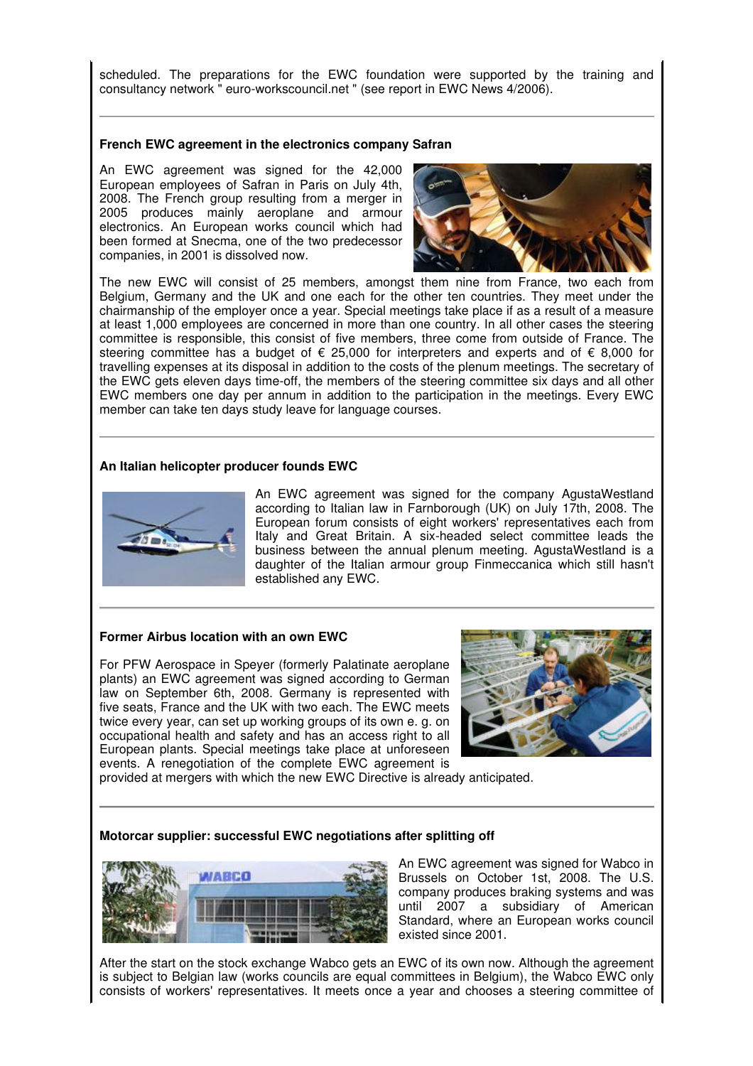scheduled. The preparations for the EWC foundation were supported by the training and consultancy network " euro-workscouncil.net " (see report in EWC News 4/2006).

---

**French EWC agreement in the electronics company Safran**

An EWC agreement was signed for the 42,000 European employees of Safran in Paris on July 4th, 2008. The French group resulting from a merger in 2005 produces mainly aeroplane and armour electronics. An European works council which had been formed at Snecma, one of the two predecessor companies, in 2001 is dissolved now.

The new EWC will consist of 25 members, amongst them nine from France, two each from Belgium, Germany and the UK and one each for the other ten countries. They meet under the chairmanship of the employer once a year. Special meetings take place if as a result of a measure at least 1,000 employees are concerned in more than one country. In all other cases the steering committee is responsible, this consist of five members, three come from outside of France. The steering committee has a budget of € 25,000 for interpreters and experts and of € 8,000 for travelling expenses at its disposal in addition to the costs of the plenum meetings. The secretary of the EWC gets eleven days time-off, the members of the steering committee six days and all other EWC members one day per annum in addition to the participation in the meetings. Every EWC member can take ten days study leave for language courses.

---

**An Italian helicopter producer founds EWC**

An EWC agreement was signed for the company AgustaWestland according to Italian law in Farnborough (UK) on July 17th, 2008. The European forum consists of eight workers' representatives each from Italy and Great Britain. A six-headed select committee leads the business between the annual plenum meeting. AgustaWestland is a daughter of the Italian armour group Finmeccanica which still hasn't established any EWC.

---

**Former Airbus location with an own EWC**

For PFW Aerospace in Speyer (formerly Palatinate aeroplane plants) an EWC agreement was signed according to German law on September 6th, 2008. Germany is represented with five seats, France and the UK with two each. The EWC meets twice every year, can set up working groups of its own e. g. on occupational health and safety and has an access right to all European plants. Special meetings take place at unforeseen events. A renegotiation of the complete EWC agreement is provided at mergers with which the new EWC Directive is already anticipated.

---

**Motorcar supplier: successful EWC negotiations after splitting off**

An EWC agreement was signed for Wabco in Brussels on October 1st, 2008. The U.S. company produces braking systems and was until 2007 a subsidiary of American Standard, where an European works council existed since 2001.

After the start on the stock exchange Wabco gets an EWC of its own now. Although the agreement is subject to Belgian law (works councils are equal committees in Belgium), the Wabco EWC only consists of workers' representatives. It meets once a year and chooses a steering committee of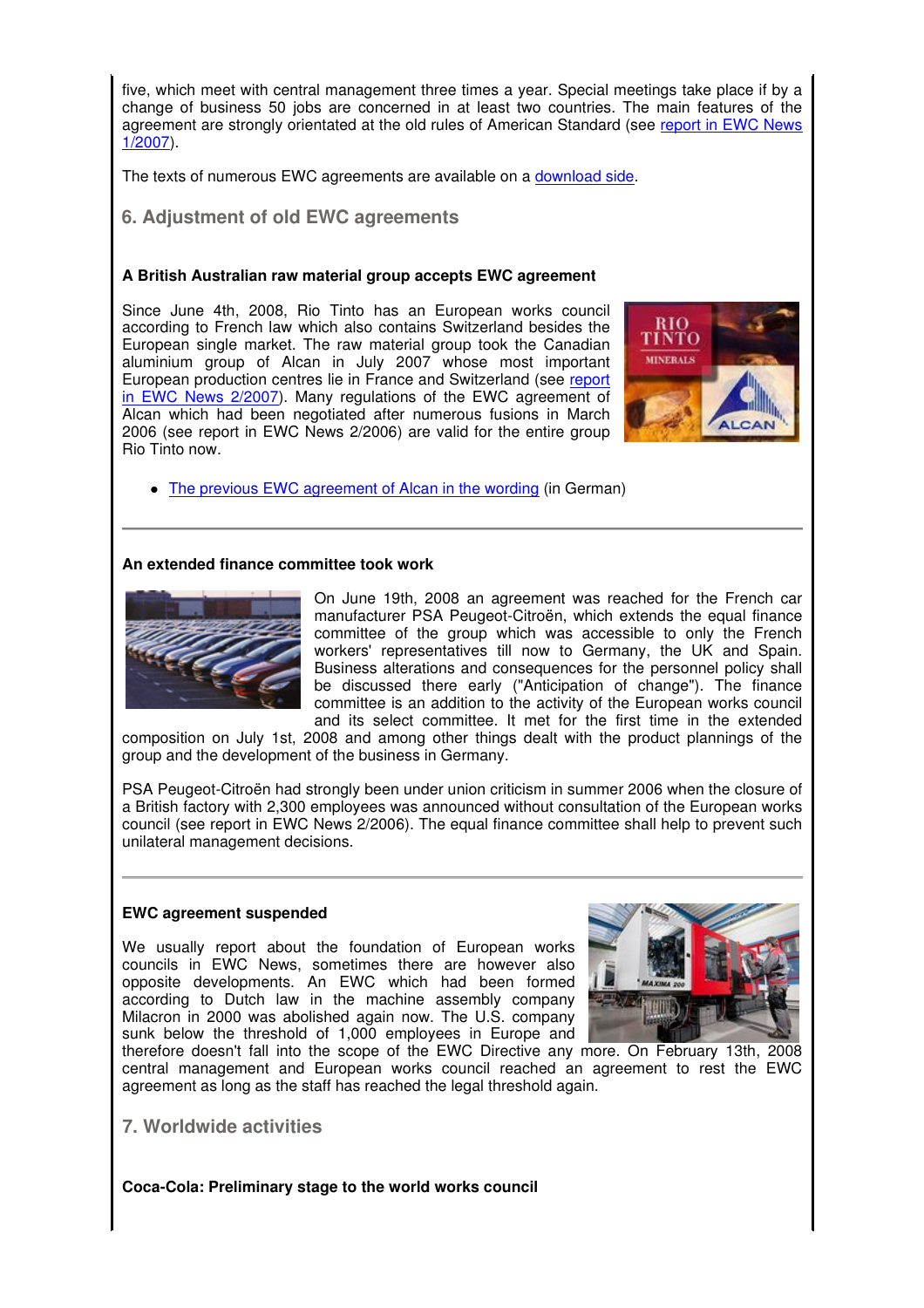five, which meet with central management three times a year. Special meetings take place if by a change of business 50 jobs are concerned in at least two countries. The main features of the agreement are strongly orientated at the old rules of American Standard (see report in EWC News 1/2007).

The texts of numerous EWC agreements are available on a download side.

## 6. Adjustment of old EWC agreements

**A British Australian raw material group accepts EWC agreement**

Since June 4th, 2008, Rio Tinto has an European works council according to French law which also contains Switzerland besides the European single market. The raw material group took the Canadian aluminium group of Alcan in July 2007 whose most important European production centres lie in France and Switzerland (see report in EWC News 2/2007). Many regulations of the EWC agreement of Alcan which had been negotiated after numerous fusions in March 2006 (see report in EWC News 2/2006) are valid for the entire group Rio Tinto now.

- The previous EWC agreement of Alcan in the wording (in German)

---

**An extended finance committee took work**

On June 19th, 2008 an agreement was reached for the French car manufacturer PSA Peugeot-Citroën, which extends the equal finance committee of the group which was accessible to only the French workers' representatives till now to Germany, the UK and Spain. Business alterations and consequences for the personnel policy shall be discussed there early ("Anticipation of change"). The finance committee is an addition to the activity of the European works council and its select committee. It met for the first time in the extended composition on July 1st, 2008 and among other things dealt with the product plannings of the group and the development of the business in Germany.

PSA Peugeot-Citroën had strongly been under union criticism in summer 2006 when the closure of a British factory with 2,300 employees was announced without consultation of the European works council (see report in EWC News 2/2006). The equal finance committee shall help to prevent such unilateral management decisions.

---

**EWC agreement suspended**

We usually report about the foundation of European works councils in EWC News, sometimes there are however also opposite developments. An EWC which had been formed according to Dutch law in the machine assembly company Milacron in 2000 was abolished again now. The U.S. company sunk below the threshold of 1,000 employees in Europe and therefore doesn't fall into the scope of the EWC Directive any more. On February 13th, 2008 central management and European works council reached an agreement to rest the EWC agreement as long as the staff has reached the legal threshold again.

## 7. Worldwide activities

**Coca-Cola: Preliminary stage to the world works council**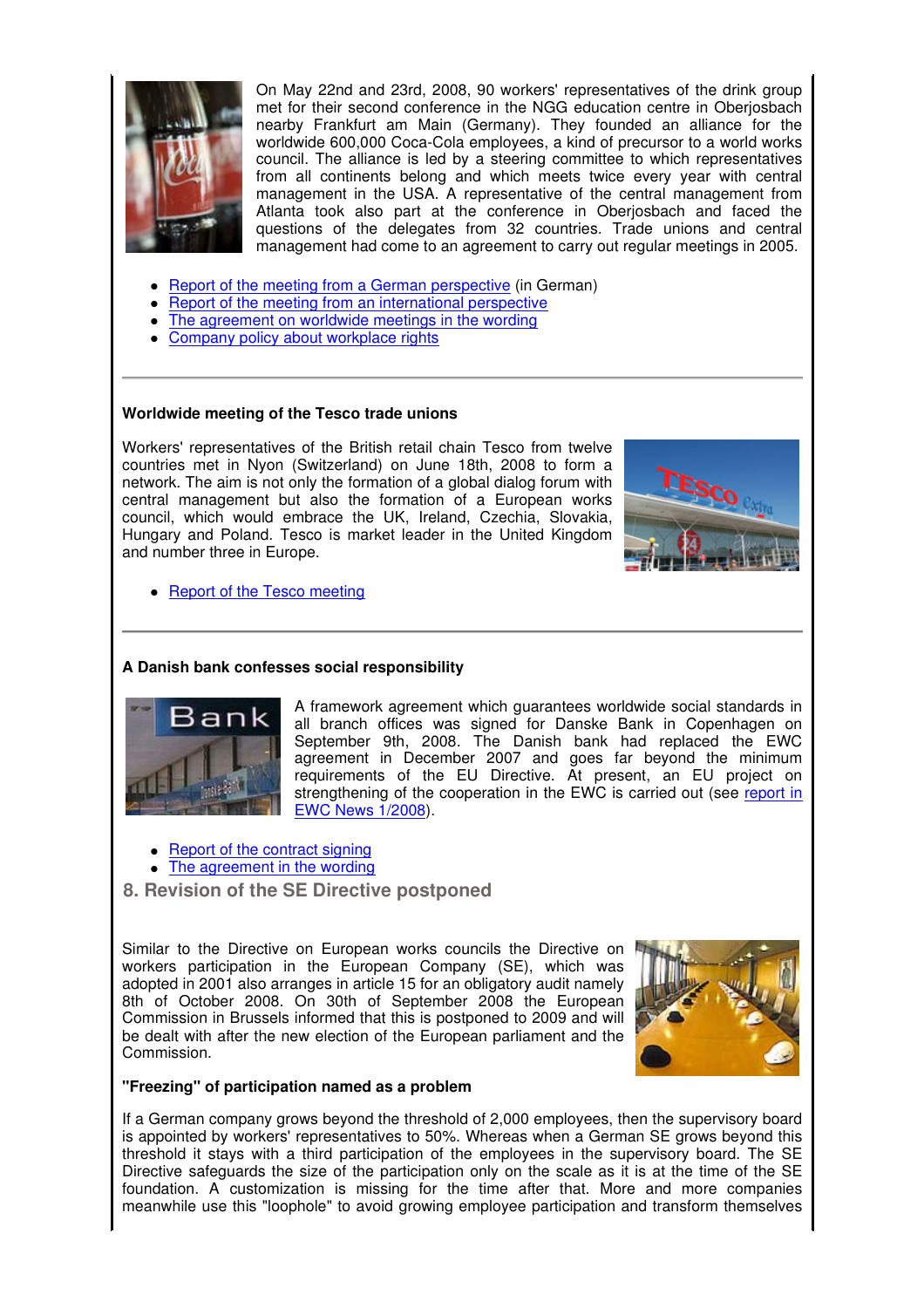On May 22nd and 23rd, 2008, 90 workers' representatives of the drink group met for their second conference in the NGG education centre in Oberjosbach nearby Frankfurt am Main (Germany). They founded an alliance for the worldwide 600,000 Coca-Cola employees, a kind of precursor to a world works council. The alliance is led by a steering committee to which representatives from all continents belong and which meets twice every year with central management in the USA. A representative of the central management from Atlanta took also part at the conference in Oberjosbach and faced the questions of the delegates from 32 countries. Trade unions and central management had come to an agreement to carry out regular meetings in 2005.

- Report of the meeting from a German perspective (in German)
- Report of the meeting from an international perspective
- The agreement on worldwide meetings in the wording
- Company policy about workplace rights

---

**Worldwide meeting of the Tesco trade unions**

Workers' representatives of the British retail chain Tesco from twelve countries met in Nyon (Switzerland) on June 18th, 2008 to form a network. The aim is not only the formation of a global dialog forum with central management but also the formation of a European works council, which would embrace the UK, Ireland, Czechia, Slovakia, Hungary and Poland. Tesco is market leader in the United Kingdom and number three in Europe.

- Report of the Tesco meeting

---

**A Danish bank confesses social responsibility**

A framework agreement which guarantees worldwide social standards in all branch offices was signed for Danske Bank in Copenhagen on September 9th, 2008. The Danish bank had replaced the EWC agreement in December 2007 and goes far beyond the minimum requirements of the EU Directive. At present, an EU project on strengthening of the cooperation in the EWC is carried out (see report in EWC News 1/2008).

- Report of the contract signing
- The agreement in the wording

## 8. Revision of the SE Directive postponed

Similar to the Directive on European works councils the Directive on workers participation in the European Company (SE), which was adopted in 2001 also arranges in article 15 for an obligatory audit namely 8th of October 2008. On 30th of September 2008 the European Commission in Brussels informed that this is postponed to 2009 and will be dealt with after the new election of the European parliament and the Commission.

**"Freezing" of participation named as a problem**

If a German company grows beyond the threshold of 2,000 employees, then the supervisory board is appointed by workers' representatives to 50%. Whereas when a German SE grows beyond this threshold it stays with a third participation of the employees in the supervisory board. The SE Directive safeguards the size of the participation only on the scale as it is at the time of the SE foundation. A customization is missing for the time after that. More and more companies meanwhile use this "loophole" to avoid growing employee participation and transform themselves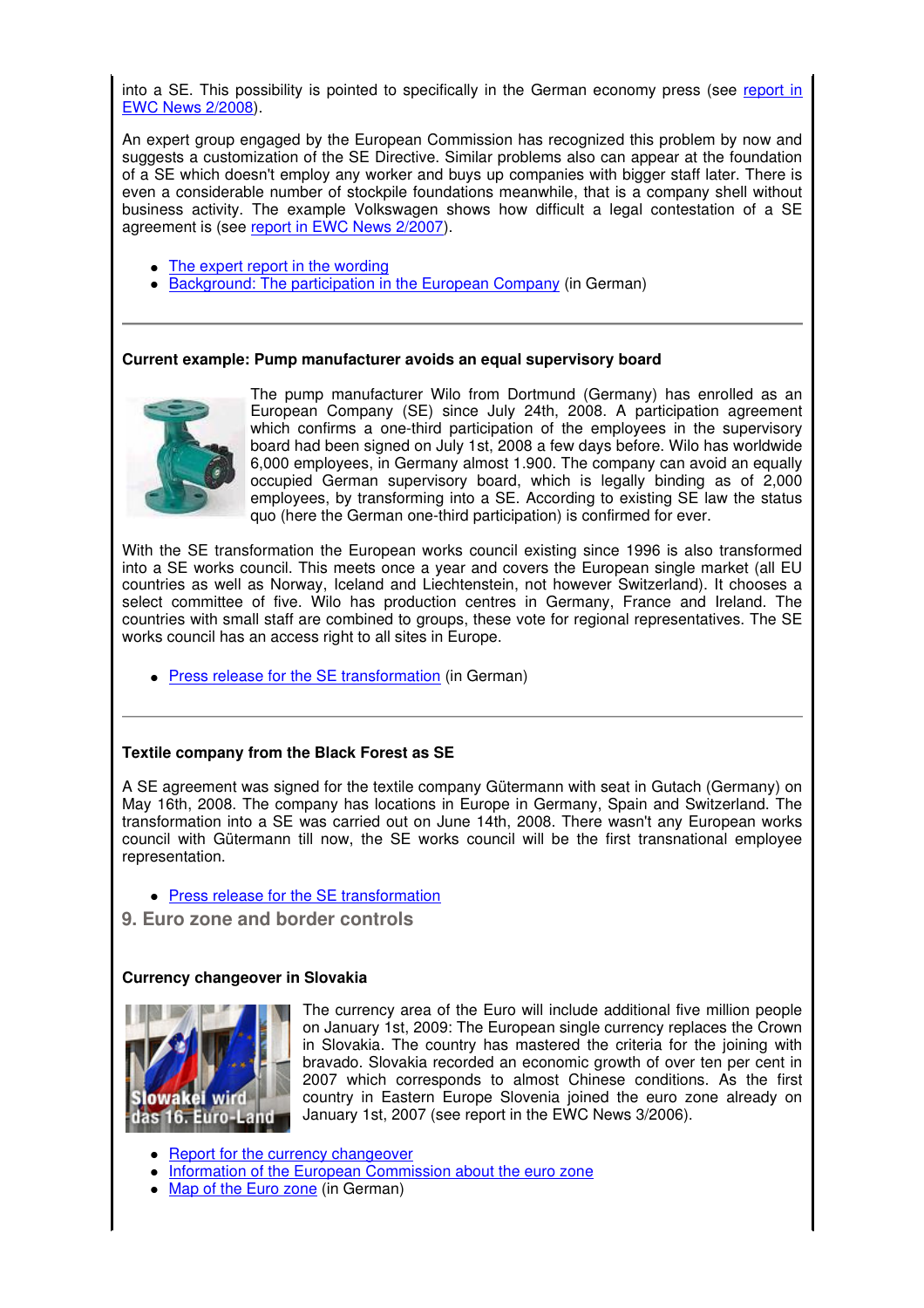into a SE. This possibility is pointed to specifically in the German economy press (see report in EWC News 2/2008).

An expert group engaged by the European Commission has recognized this problem by now and suggests a customization of the SE Directive. Similar problems also can appear at the foundation of a SE which doesn't employ any worker and buys up companies with bigger staff later. There is even a considerable number of stockpile foundations meanwhile, that is a company shell without business activity. The example Volkswagen shows how difficult a legal contestation of a SE agreement is (see report in EWC News 2/2007).

- The expert report in the wording
- Background: The participation in the European Company (in German)

---

**Current example: Pump manufacturer avoids an equal supervisory board**

The pump manufacturer Wilo from Dortmund (Germany) has enrolled as an European Company (SE) since July 24th, 2008. A participation agreement which confirms a one-third participation of the employees in the supervisory board had been signed on July 1st, 2008 a few days before. Wilo has worldwide 6,000 employees, in Germany almost 1.900. The company can avoid an equally occupied German supervisory board, which is legally binding as of 2,000 employees, by transforming into a SE. According to existing SE law the status quo (here the German one-third participation) is confirmed for ever.

With the SE transformation the European works council existing since 1996 is also transformed into a SE works council. This meets once a year and covers the European single market (all EU countries as well as Norway, Iceland and Liechtenstein, not however Switzerland). It chooses a select committee of five. Wilo has production centres in Germany, France and Ireland. The countries with small staff are combined to groups, these vote for regional representatives. The SE works council has an access right to all sites in Europe.

- Press release for the SE transformation (in German)

---

**Textile company from the Black Forest as SE**

A SE agreement was signed for the textile company Gütermann with seat in Gutach (Germany) on May 16th, 2008. The company has locations in Europe in Germany, Spain and Switzerland. The transformation into a SE was carried out on June 14th, 2008. There wasn't any European works council with Gütermann till now, the SE works council will be the first transnational employee representation.

- Press release for the SE transformation

## 9. Euro zone and border controls

**Currency changeover in Slovakia**

The currency area of the Euro will include additional five million people on January 1st, 2009: The European single currency replaces the Crown in Slovakia. The country has mastered the criteria for the joining with bravado. Slovakia recorded an economic growth of over ten per cent in 2007 which corresponds to almost Chinese conditions. As the first country in Eastern Europe Slovenia joined the euro zone already on January 1st, 2007 (see report in the EWC News 3/2006).

- Report for the currency changeover
- Information of the European Commission about the euro zone
- Map of the Euro zone (in German)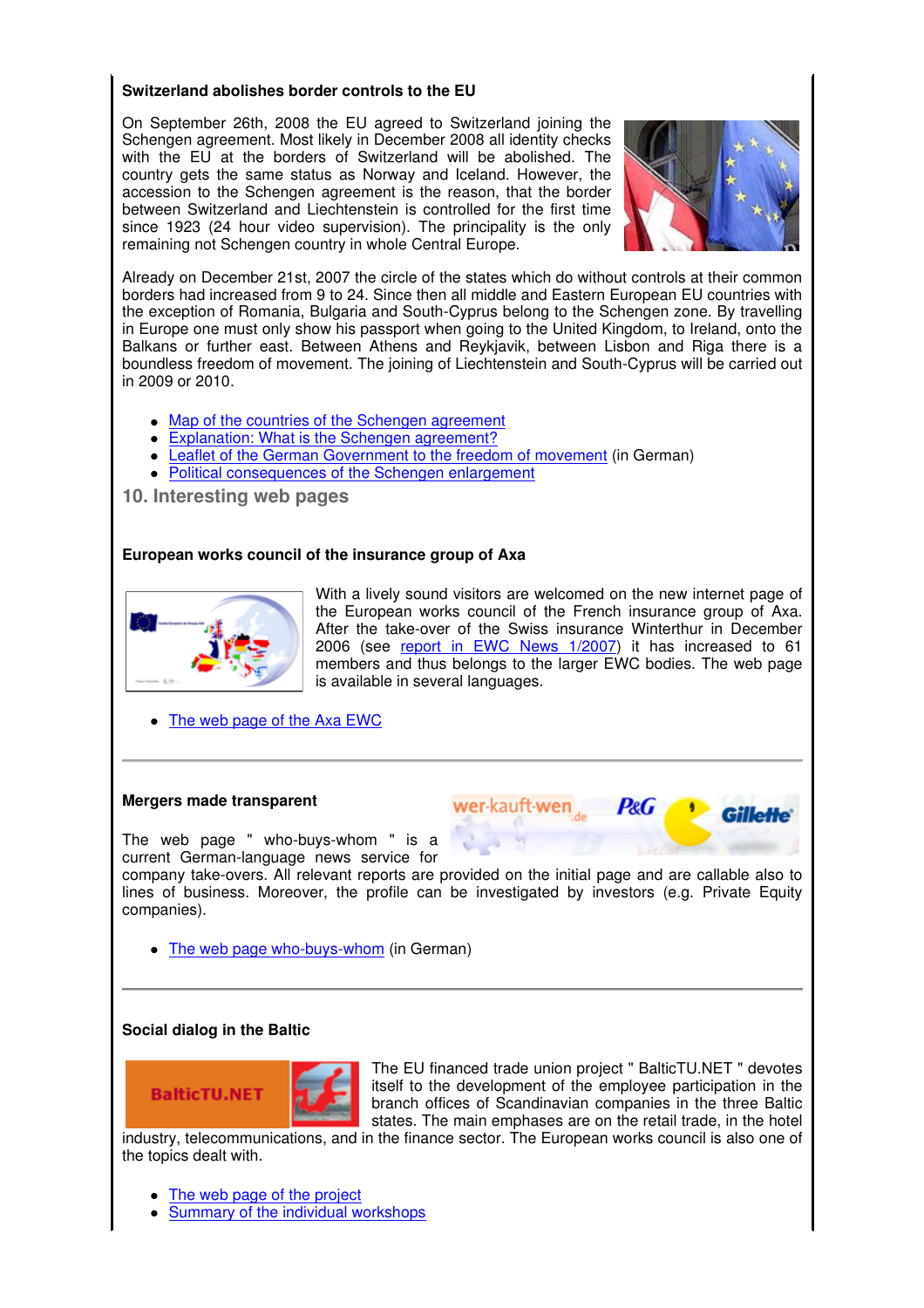**Switzerland abolishes border controls to the EU**

On September 26th, 2008 the EU agreed to Switzerland joining the Schengen agreement. Most likely in December 2008 all identity checks with the EU at the borders of Switzerland will be abolished. The country gets the same status as Norway and Iceland. However, the accession to the Schengen agreement is the reason, that the border between Switzerland and Liechtenstein is controlled for the first time since 1923 (24 hour video supervision). The principality is the only remaining not Schengen country in whole Central Europe.

Already on December 21st, 2007 the circle of the states which do without controls at their common borders had increased from 9 to 24. Since then all middle and Eastern European EU countries with the exception of Romania, Bulgaria and South-Cyprus belong to the Schengen zone. By travelling in Europe one must only show his passport when going to the United Kingdom, to Ireland, onto the Balkans or further east. Between Athens and Reykjavik, between Lisbon and Riga there is a boundless freedom of movement. The joining of Liechtenstein and South-Cyprus will be carried out in 2009 or 2010.

- Map of the countries of the Schengen agreement
- Explanation: What is the Schengen agreement?
- Leaflet of the German Government to the freedom of movement (in German)
- Political consequences of the Schengen enlargement

## 10. Interesting web pages

**European works council of the insurance group of Axa**

With a lively sound visitors are welcomed on the new internet page of the European works council of the French insurance group of Axa. After the take-over of the Swiss insurance Winterthur in December 2006 (see report in EWC News 1/2007) it has increased to 61 members and thus belongs to the larger EWC bodies. The web page is available in several languages.

- The web page of the Axa EWC

---

**Mergers made transparent**

The web page " who-buys-whom " is a current German-language news service for company take-overs. All relevant reports are provided on the initial page and are callable also to lines of business. Moreover, the profile can be investigated by investors (e.g. Private Equity companies).

- The web page who-buys-whom (in German)

---

**Social dialog in the Baltic**

The EU financed trade union project " BalticTU.NET " devotes itself to the development of the employee participation in the branch offices of Scandinavian companies in the three Baltic states. The main emphases are on the retail trade, in the hotel industry, telecommunications, and in the finance sector. The European works council is also one of the topics dealt with.

- The web page of the project
- Summary of the individual workshops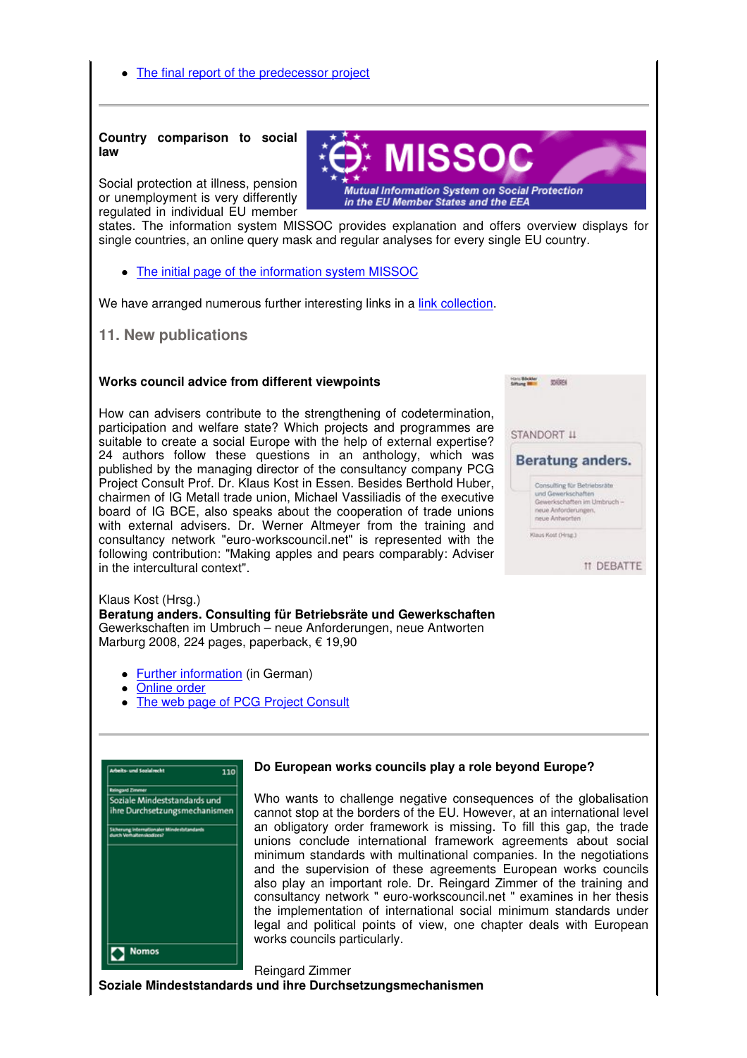- The final report of the predecessor project

---

**Country comparison to social law**

Social protection at illness, pension or unemployment is very differently regulated in individual EU member states. The information system MISSOC provides explanation and offers overview displays for single countries, an online query mask and regular analyses for every single EU country.

- The initial page of the information system MISSOC

We have arranged numerous further interesting links in a link collection.

## 11. New publications

**Works council advice from different viewpoints**

How can advisers contribute to the strengthening of codetermination, participation and welfare state? Which projects and programmes are suitable to create a social Europe with the help of external expertise? 24 authors follow these questions in an anthology, which was published by the managing director of the consultancy company PCG Project Consult Prof. Dr. Klaus Kost in Essen. Besides Berthold Huber, chairmen of IG Metall trade union, Michael Vassiliadis of the executive board of IG BCE, also speaks about the cooperation of trade unions with external advisers. Dr. Werner Altmeyer from the training and consultancy network "euro-workscouncil.net" is represented with the following contribution: "Making apples and pears comparably: Adviser in the intercultural context".

Klaus Kost (Hrsg.)
**Beratung anders. Consulting für Betriebsräte und Gewerkschaften**
Gewerkschaften im Umbruch – neue Anforderungen, neue Antworten
Marburg 2008, 224 pages, paperback, € 19,90

- Further information (in German)
- Online order
- The web page of PCG Project Consult

---

**Do European works councils play a role beyond Europe?**

Who wants to challenge negative consequences of the globalisation cannot stop at the borders of the EU. However, at an international level an obligatory order framework is missing. To fill this gap, the trade unions conclude international framework agreements about social minimum standards with multinational companies. In the negotiations and the supervision of these agreements European works councils also play an important role. Dr. Reingard Zimmer of the training and consultancy network " euro-workscouncil.net " examines in her thesis the implementation of international social minimum standards under legal and political points of view, one chapter deals with European works councils particularly.

Reingard Zimmer
**Soziale Mindeststandards und ihre Durchsetzungsmechanismen**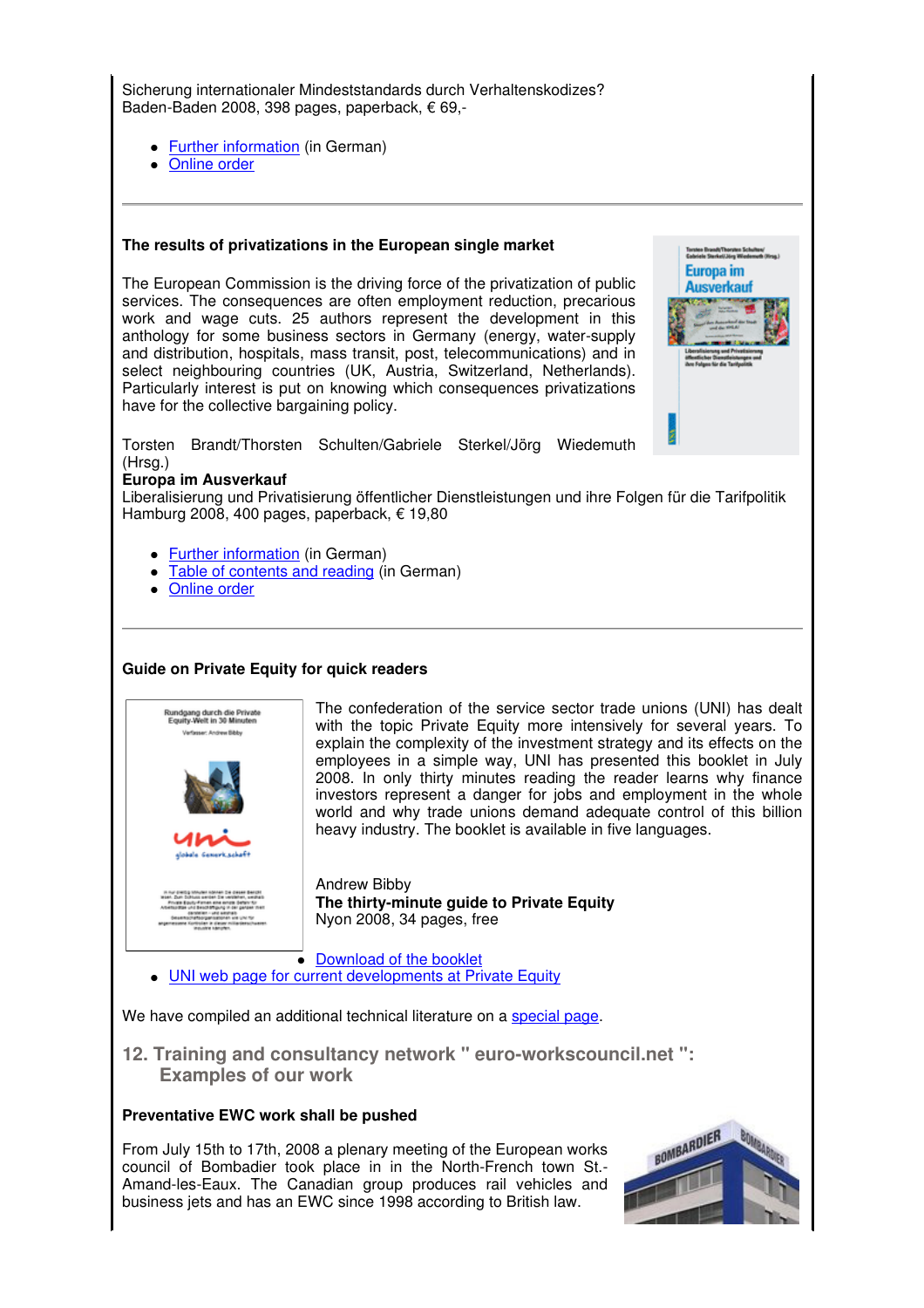Sicherung internationaler Mindeststandards durch Verhaltenskodizes?
Baden-Baden 2008, 398 pages, paperback, € 69,-

- Further information (in German)
- Online order

---

**The results of privatizations in the European single market**

The European Commission is the driving force of the privatization of public services. The consequences are often employment reduction, precarious work and wage cuts. 25 authors represent the development in this anthology for some business sectors in Germany (energy, water-supply and distribution, hospitals, mass transit, post, telecommunications) and in select neighbouring countries (UK, Austria, Switzerland, Netherlands). Particularly interest is put on knowing which consequences privatizations have for the collective bargaining policy.

Torsten Brandt/Thorsten Schulten/Gabriele Sterkel/Jörg Wiedemuth (Hrsg.)
**Europa im Ausverkauf**
Liberalisierung und Privatisierung öffentlicher Dienstleistungen und ihre Folgen für die Tarifpolitik
Hamburg 2008, 400 pages, paperback, € 19,80

- Further information (in German)
- Table of contents and reading (in German)
- Online order

---

**Guide on Private Equity for quick readers**

The confederation of the service sector trade unions (UNI) has dealt with the topic Private Equity more intensively for several years. To explain the complexity of the investment strategy and its effects on the employees in a simple way, UNI has presented this booklet in July 2008. In only thirty minutes reading the reader learns why finance investors represent a danger for jobs and employment in the whole world and why trade unions demand adequate control of this billion heavy industry. The booklet is available in five languages.

Andrew Bibby
**The thirty-minute guide to Private Equity**
Nyon 2008, 34 pages, free

- Download of the booklet
- UNI web page for current developments at Private Equity

We have compiled an additional technical literature on a special page.

## 12. Training and consultancy network " euro-workscouncil.net ": Examples of our work

**Preventative EWC work shall be pushed**

From July 15th to 17th, 2008 a plenary meeting of the European works council of Bombadier took place in in the North-French town St.-Amand-les-Eaux. The Canadian group produces rail vehicles and business jets and has an EWC since 1998 according to British law.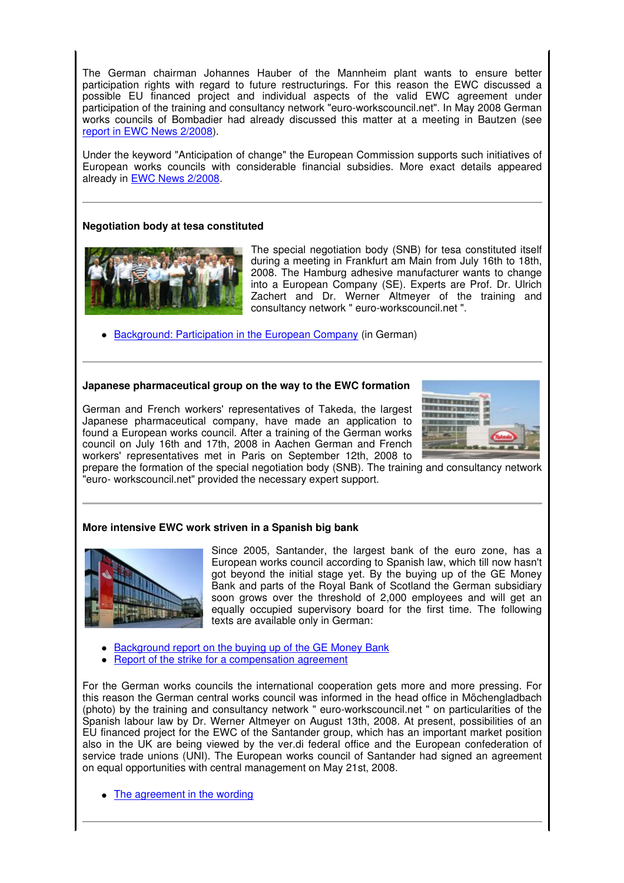The German chairman Johannes Hauber of the Mannheim plant wants to ensure better participation rights with regard to future restructurings. For this reason the EWC discussed a possible EU financed project and individual aspects of the valid EWC agreement under participation of the training and consultancy network "euro-workscouncil.net". In May 2008 German works councils of Bombadier had already discussed this matter at a meeting in Bautzen (see report in EWC News 2/2008).

Under the keyword "Anticipation of change" the European Commission supports such initiatives of European works councils with considerable financial subsidies. More exact details appeared already in EWC News 2/2008.

---

**Negotiation body at tesa constituted**

The special negotiation body (SNB) for tesa constituted itself during a meeting in Frankfurt am Main from July 16th to 18th, 2008. The Hamburg adhesive manufacturer wants to change into a European Company (SE). Experts are Prof. Dr. Ulrich Zachert and Dr. Werner Altmeyer of the training and consultancy network " euro-workscouncil.net ".

- Background: Participation in the European Company (in German)

---

**Japanese pharmaceutical group on the way to the EWC formation**

German and French workers' representatives of Takeda, the largest Japanese pharmaceutical company, have made an application to found a European works council. After a training of the German works council on July 16th and 17th, 2008 in Aachen German and French workers' representatives met in Paris on September 12th, 2008 to prepare the formation of the special negotiation body (SNB). The training and consultancy network "euro- workscouncil.net" provided the necessary expert support.

---

**More intensive EWC work striven in a Spanish big bank**

Since 2005, Santander, the largest bank of the euro zone, has a European works council according to Spanish law, which till now hasn't got beyond the initial stage yet. By the buying up of the GE Money Bank and parts of the Royal Bank of Scotland the German subsidiary soon grows over the threshold of 2,000 employees and will get an equally occupied supervisory board for the first time. The following texts are available only in German:

- Background report on the buying up of the GE Money Bank
- Report of the strike for a compensation agreement

For the German works councils the international cooperation gets more and more pressing. For this reason the German central works council was informed in the head office in Möchengladbach (photo) by the training and consultancy network " euro-workscouncil.net " on particularities of the Spanish labour law by Dr. Werner Altmeyer on August 13th, 2008. At present, possibilities of an EU financed project for the EWC of the Santander group, which has an important market position also in the UK are being viewed by the ver.di federal office and the European confederation of service trade unions (UNI). The European works council of Santander had signed an agreement on equal opportunities with central management on May 21st, 2008.

- The agreement in the wording

---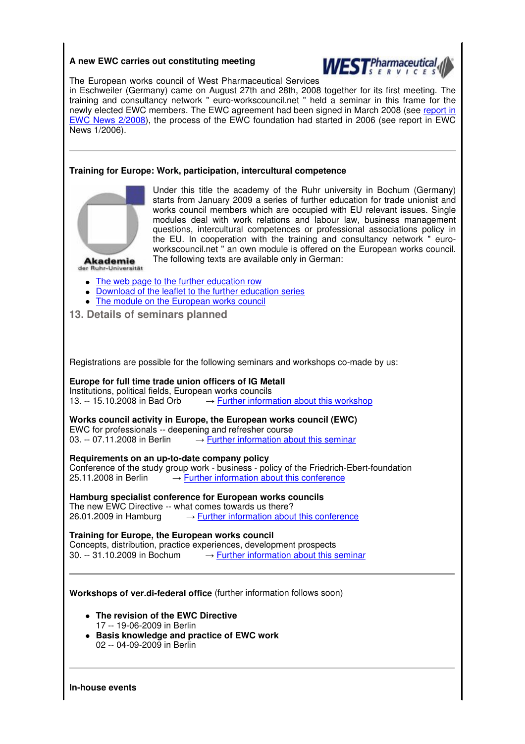**A new EWC carries out constituting meeting**

The European works council of West Pharmaceutical Services in Eschweiler (Germany) came on August 27th and 28th, 2008 together for its first meeting. The training and consultancy network " euro-workscouncil.net " held a seminar in this frame for the newly elected EWC members. The EWC agreement had been signed in March 2008 (see report in EWC News 2/2008), the process of the EWC foundation had started in 2006 (see report in EWC News 1/2006).

---

**Training for Europe: Work, participation, intercultural competence**

Under this title the academy of the Ruhr university in Bochum (Germany) starts from January 2009 a series of further education for trade unionist and works council members which are occupied with EU relevant issues. Single modules deal with work relations and labour law, business management questions, intercultural competences or professional associations policy in the EU. In cooperation with the training and consultancy network " euro-workscouncil.net " an own module is offered on the European works council. The following texts are available only in German:

- The web page to the further education row
- Download of the leaflet to the further education series
- The module on the European works council

## 13. Details of seminars planned

Registrations are possible for the following seminars and workshops co-made by us:

**Europe for full time trade union officers of IG Metall**
Institutions, political fields, European works councils
13. -- 15.10.2008 in Bad Orb → Further information about this workshop

**Works council activity in Europe, the European works council (EWC)**
EWC for professionals -- deepening and refresher course
03. -- 07.11.2008 in Berlin → Further information about this seminar

**Requirements on an up-to-date company policy**
Conference of the study group work - business - policy of the Friedrich-Ebert-foundation
25.11.2008 in Berlin → Further information about this conference

**Hamburg specialist conference for European works councils**
The new EWC Directive -- what comes towards us there?
26.01.2009 in Hamburg → Further information about this conference

**Training for Europe, the European works council**
Concepts, distribution, practice experiences, development prospects
30. -- 31.10.2009 in Bochum → Further information about this seminar

---

**Workshops of ver.di-federal office** (further information follows soon)

- **The revision of the EWC Directive**
  17 -- 19-06-2009 in Berlin
- **Basis knowledge and practice of EWC work**
  02 -- 04-09-2009 in Berlin

---

**In-house events**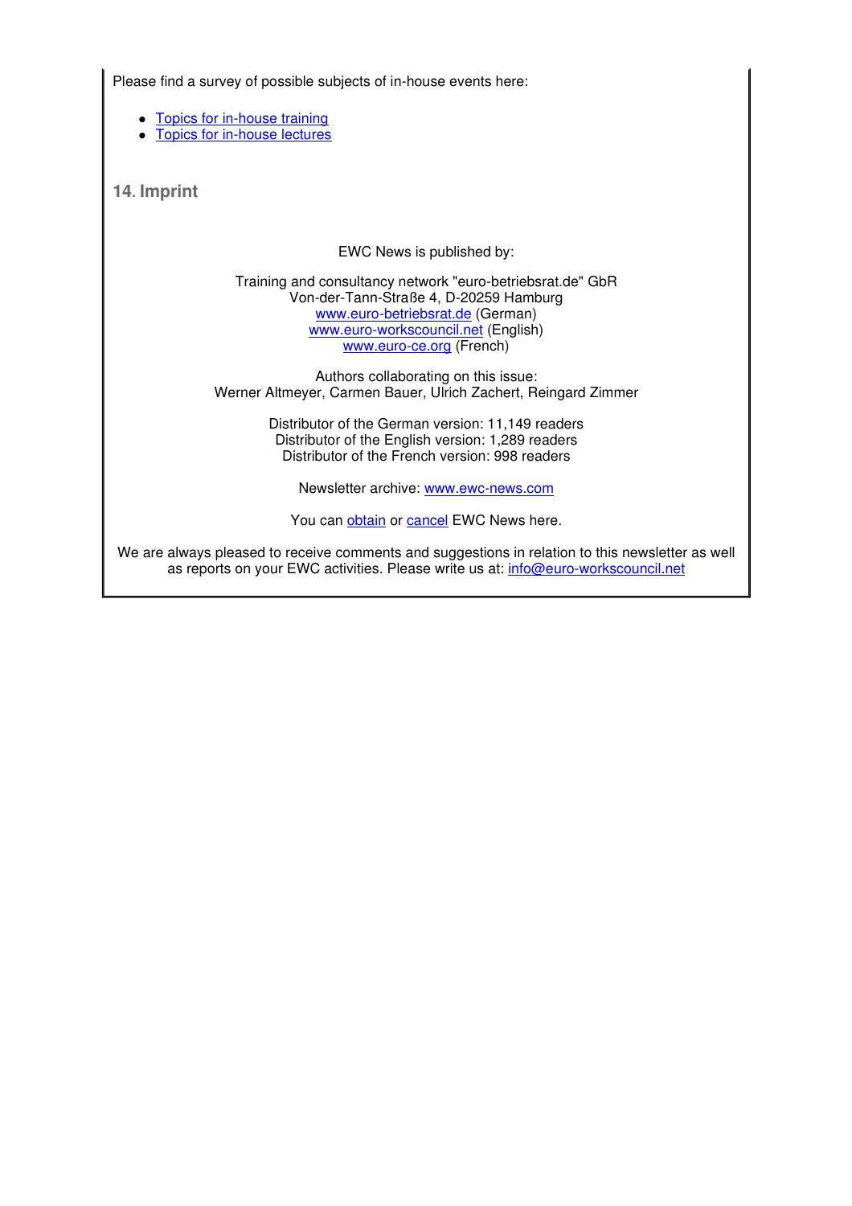Please find a survey of possible subjects of in-house events here:

- Topics for in-house training
- Topics for in-house lectures

## 14. Imprint

EWC News is published by:

Training and consultancy network "euro-betriebsrat.de" GbR
Von-der-Tann-Straße 4, D-20259 Hamburg
www.euro-betriebsrat.de (German)
www.euro-workscouncil.net (English)
www.euro-ce.org (French)

Authors collaborating on this issue:
Werner Altmeyer, Carmen Bauer, Ulrich Zachert, Reingard Zimmer

Distributor of the German version: 11,149 readers
Distributor of the English version: 1,289 readers
Distributor of the French version: 998 readers

Newsletter archive: www.ewc-news.com

You can obtain or cancel EWC News here.

We are always pleased to receive comments and suggestions in relation to this newsletter as well as reports on your EWC activities. Please write us at: info@euro-workscouncil.net